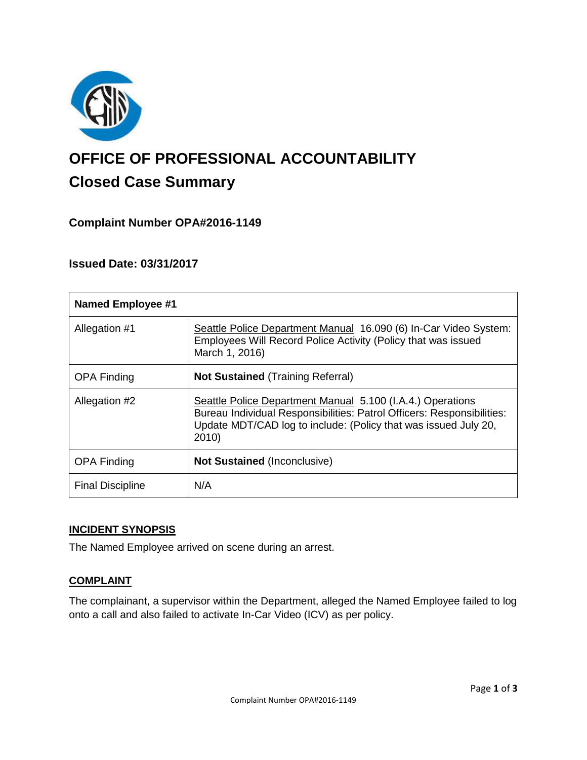# OFFICE OF PROFESSIONAL ACCOUNTABILITY

## Closed Case Summary

### Complaint Number OPA#2016-1149

### Issued Date: 03/31/2017

| Named Employee #1 | |
|---|---|
| Allegation #1 | Seattle Police Department Manual 16.090 (6) In-Car Video System: Employees Will Record Police Activity (Policy that was issued March 1, 2016) |
| OPA Finding | **Not Sustained** (Training Referral) |
| Allegation #2 | Seattle Police Department Manual 5.100 (I.A.4.) Operations Bureau Individual Responsibilities: Patrol Officers: Responsibilities: Update MDT/CAD log to include: (Policy that was issued July 20, 2010) |
| OPA Finding | **Not Sustained** (Inconclusive) |
| Final Discipline | N/A |

## INCIDENT SYNOPSIS

The Named Employee arrived on scene during an arrest.

## COMPLAINT

The complainant, a supervisor within the Department, alleged the Named Employee failed to log onto a call and also failed to activate In-Car Video (ICV) as per policy.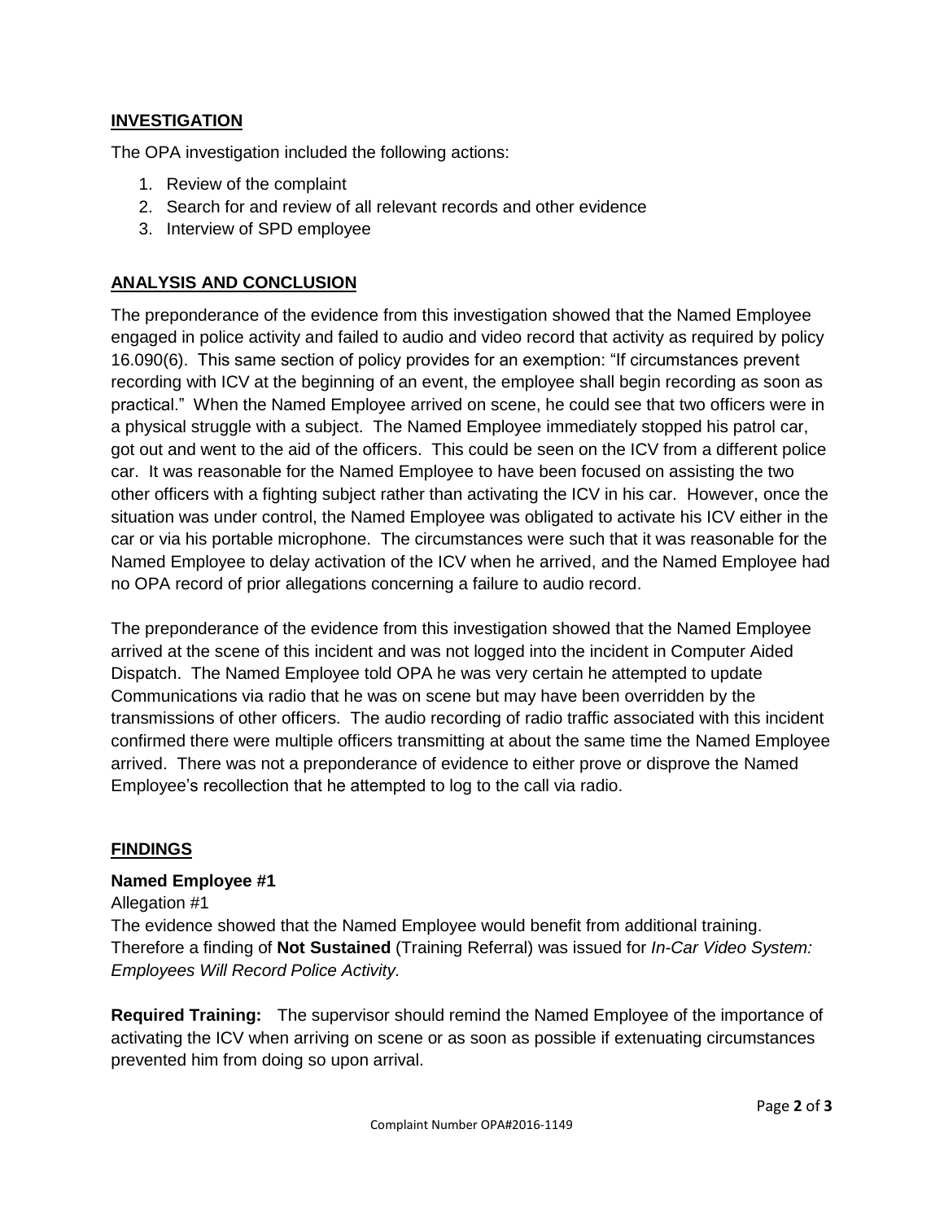## INVESTIGATION

The OPA investigation included the following actions:

1. Review of the complaint
2. Search for and review of all relevant records and other evidence
3. Interview of SPD employee

## ANALYSIS AND CONCLUSION

The preponderance of the evidence from this investigation showed that the Named Employee engaged in police activity and failed to audio and video record that activity as required by policy 16.090(6). This same section of policy provides for an exemption: "If circumstances prevent recording with ICV at the beginning of an event, the employee shall begin recording as soon as practical." When the Named Employee arrived on scene, he could see that two officers were in a physical struggle with a subject. The Named Employee immediately stopped his patrol car, got out and went to the aid of the officers. This could be seen on the ICV from a different police car. It was reasonable for the Named Employee to have been focused on assisting the two other officers with a fighting subject rather than activating the ICV in his car. However, once the situation was under control, the Named Employee was obligated to activate his ICV either in the car or via his portable microphone. The circumstances were such that it was reasonable for the Named Employee to delay activation of the ICV when he arrived, and the Named Employee had no OPA record of prior allegations concerning a failure to audio record.

The preponderance of the evidence from this investigation showed that the Named Employee arrived at the scene of this incident and was not logged into the incident in Computer Aided Dispatch. The Named Employee told OPA he was very certain he attempted to update Communications via radio that he was on scene but may have been overridden by the transmissions of other officers. The audio recording of radio traffic associated with this incident confirmed there were multiple officers transmitting at about the same time the Named Employee arrived. There was not a preponderance of evidence to either prove or disprove the Named Employee's recollection that he attempted to log to the call via radio.

## FINDINGS

**Named Employee #1**

Allegation #1

The evidence showed that the Named Employee would benefit from additional training. Therefore a finding of **Not Sustained** (Training Referral) was issued for *In-Car Video System: Employees Will Record Police Activity.*

**Required Training:** The supervisor should remind the Named Employee of the importance of activating the ICV when arriving on scene or as soon as possible if extenuating circumstances prevented him from doing so upon arrival.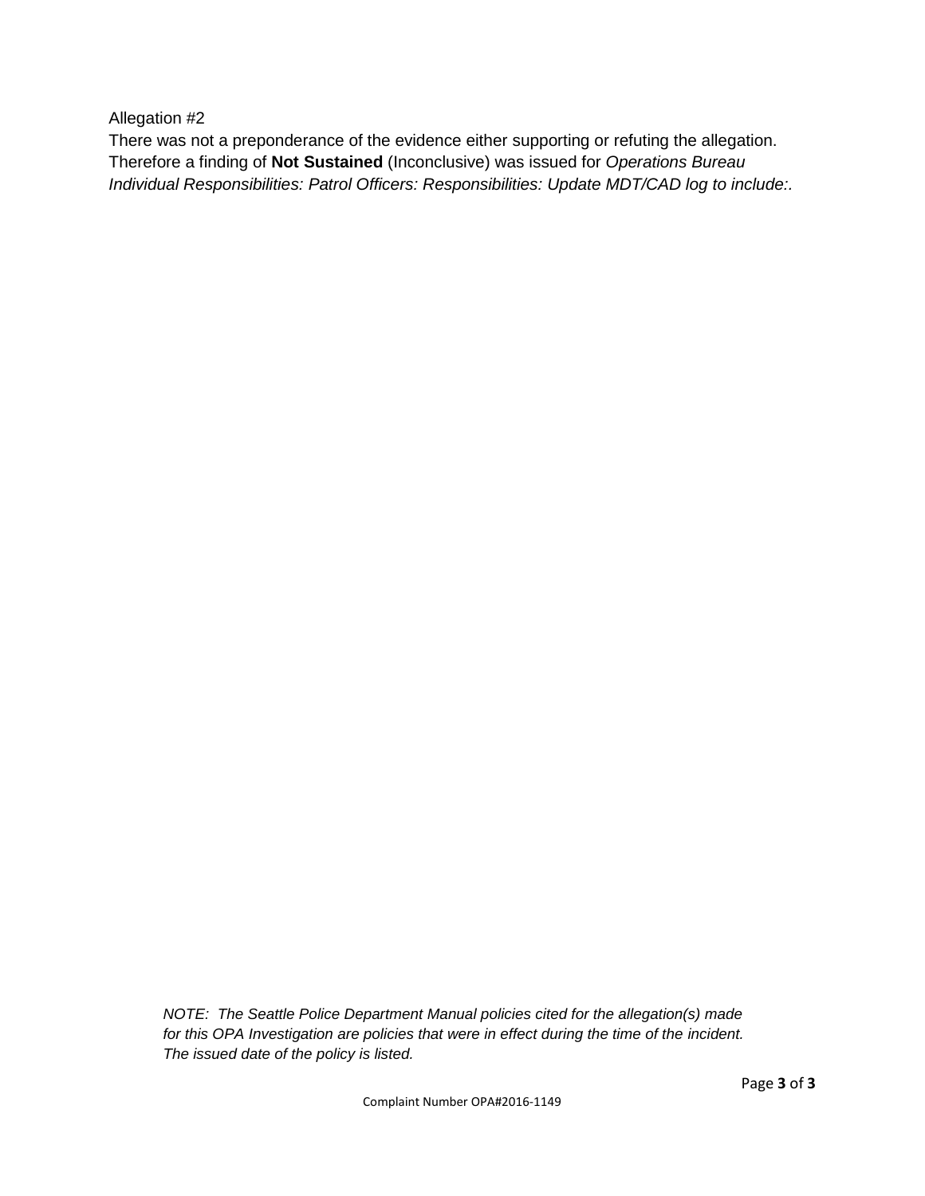Allegation #2

There was not a preponderance of the evidence either supporting or refuting the allegation. Therefore a finding of **Not Sustained** (Inconclusive) was issued for *Operations Bureau Individual Responsibilities: Patrol Officers: Responsibilities: Update MDT/CAD log to include:.*

*NOTE: The Seattle Police Department Manual policies cited for the allegation(s) made for this OPA Investigation are policies that were in effect during the time of the incident. The issued date of the policy is listed.*

Complaint Number OPA#2016-1149